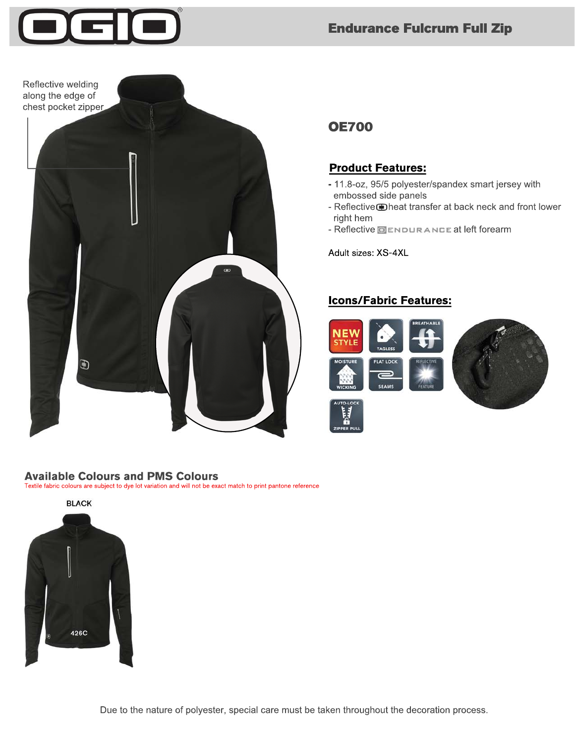# Endurance Fulcrum Full Zip

Reflective welding along the edge of chest pocket zipper

## OE700

### Product Features:

- 11.8-oz, 95/5 polyester/spandex smart jersey with embossed side panels
- Reflective heat transfer at back neck and front lower right hem
- Reflective ENDURANCE at left forearm

Adult sizes: XS-4XL

### Icons/Fabric Features:

NEW STYLE

TAGLESS

BREATHABLE

MOISTURE WICKING

FLAT LOCK SEAMS

REFLECTIVE FEATURE

AUTO-LOCK ZIPPER PULL

## Available Colours and PMS Colours

Textile fabric colours are subject to dye lot variation and will not be exact match to print pantone reference

BLACK

426C

Due to the nature of polyester, special care must be taken throughout the decoration process.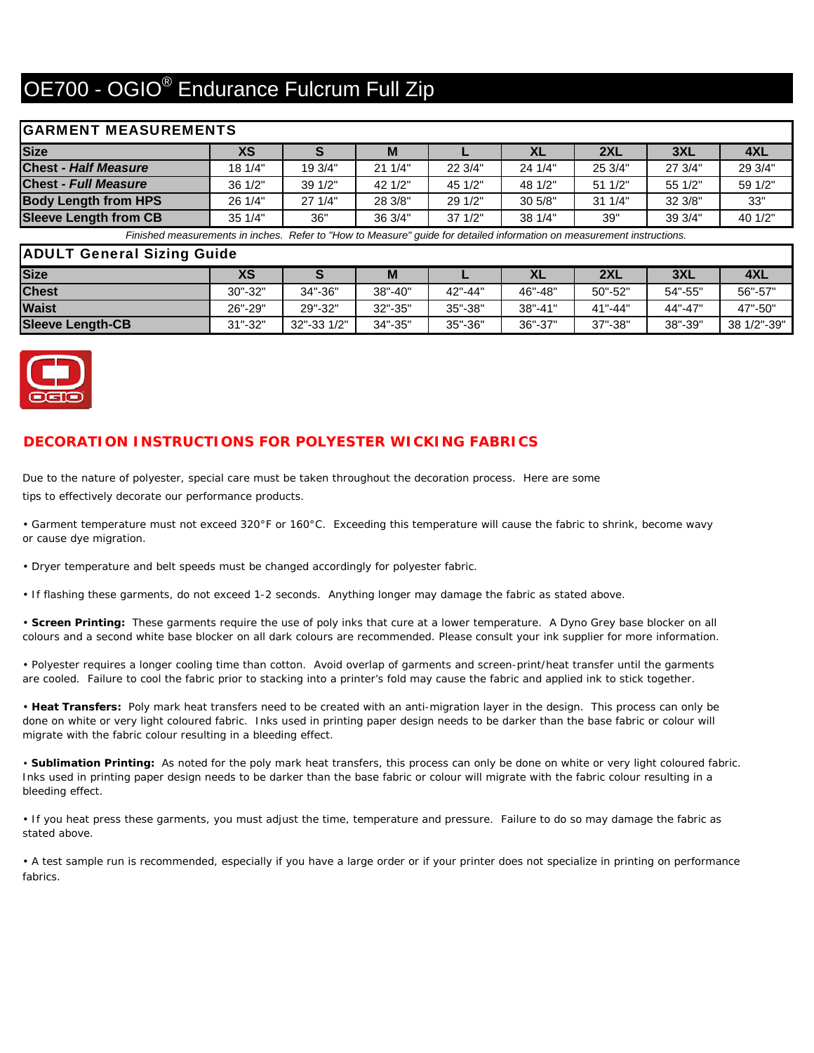# OE700 - OGIO® Endurance Fulcrum Full Zip

## GARMENT MEASUREMENTS

| Size | XS | S | M | L | XL | 2XL | 3XL | 4XL |
|---|---|---|---|---|---|---|---|---|
| Chest - *Half Measure* | 18 1/4" | 19 3/4" | 21 1/4" | 22 3/4" | 24 1/4" | 25 3/4" | 27 3/4" | 29 3/4" |
| Chest - *Full Measure* | 36 1/2" | 39 1/2" | 42 1/2" | 45 1/2" | 48 1/2" | 51 1/2" | 55 1/2" | 59 1/2" |
| Body Length from HPS | 26 1/4" | 27 1/4" | 28 3/8" | 29 1/2" | 30 5/8" | 31 1/4" | 32 3/8" | 33" |
| Sleeve Length from CB | 35 1/4" | 36" | 36 3/4" | 37 1/2" | 38 1/4" | 39" | 39 3/4" | 40 1/2" |

*Finished measurements in inches. Refer to "How to Measure" guide for detailed information on measurement instructions.*

## ADULT General Sizing Guide

| Size | XS | S | M | L | XL | 2XL | 3XL | 4XL |
|---|---|---|---|---|---|---|---|---|
| Chest | 30"-32" | 34"-36" | 38"-40" | 42"-44" | 46"-48" | 50"-52" | 54"-55" | 56"-57" |
| Waist | 26"-29" | 29"-32" | 32"-35" | 35"-38" | 38"-41" | 41"-44" | 44"-47" | 47"-50" |
| Sleeve Length-CB | 31"-32" | 32"-33 1/2" | 34"-35" | 35"-36" | 36"-37" | 37"-38" | 38"-39" | 38 1/2"-39" |

## DECORATION INSTRUCTIONS FOR POLYESTER WICKING FABRICS

Due to the nature of polyester, special care must be taken throughout the decoration process. Here are some tips to effectively decorate our performance products.

- Garment temperature must not exceed 320°F or 160°C. Exceeding this temperature will cause the fabric to shrink, become wavy or cause dye migration.

- Dryer temperature and belt speeds must be changed accordingly for polyester fabric.

- If flashing these garments, do not exceed 1-2 seconds. Anything longer may damage the fabric as stated above.

- **Screen Printing:** These garments require the use of poly inks that cure at a lower temperature. A Dyno Grey base blocker on all colours and a second white base blocker on all dark colours are recommended. Please consult your ink supplier for more information.

- Polyester requires a longer cooling time than cotton. Avoid overlap of garments and screen-print/heat transfer until the garments are cooled. Failure to cool the fabric prior to stacking into a printer's fold may cause the fabric and applied ink to stick together.

- **Heat Transfers:** Poly mark heat transfers need to be created with an anti-migration layer in the design. This process can only be done on white or very light coloured fabric. Inks used in printing paper design needs to be darker than the base fabric or colour will migrate with the fabric colour resulting in a bleeding effect.

- **Sublimation Printing:** As noted for the poly mark heat transfers, this process can only be done on white or very light coloured fabric. Inks used in printing paper design needs to be darker than the base fabric or colour will migrate with the fabric colour resulting in a bleeding effect.

- If you heat press these garments, you must adjust the time, temperature and pressure. Failure to do so may damage the fabric as stated above.

- A test sample run is recommended, especially if you have a large order or if your printer does not specialize in printing on performance fabrics.